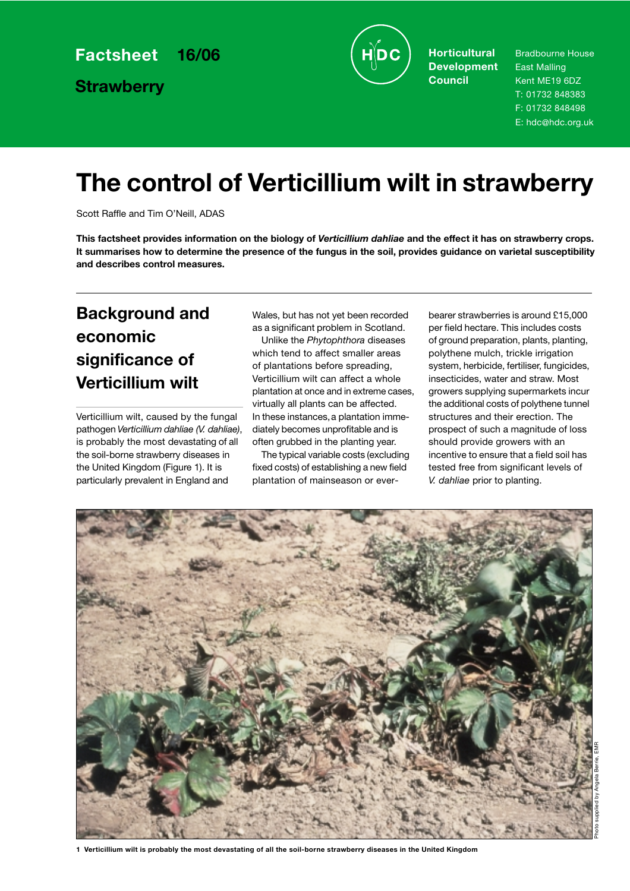Factsheet 16/06

**Strawberry**

**Horticultural Development Council**

Bradbourne House
East Malling
Kent ME19 6DZ
T: 01732 848383
F: 01732 848498
E: hdc@hdc.org.uk

# The control of Verticillium wilt in strawberry

Scott Raffle and Tim O'Neill, ADAS

**This factsheet provides information on the biology of *Verticillium dahliae* and the effect it has on strawberry crops. It summarises how to determine the presence of the fungus in the soil, provides guidance on varietal susceptibility and describes control measures.**

## Background and economic significance of Verticillium wilt

Verticillium wilt, caused by the fungal pathogen *Verticillium dahliae (V. dahliae)*, is probably the most devastating of all the soil-borne strawberry diseases in the United Kingdom (Figure 1). It is particularly prevalent in England and Wales, but has not yet been recorded as a significant problem in Scotland.

Unlike the *Phytophthora* diseases which tend to affect smaller areas of plantations before spreading, Verticillium wilt can affect a whole plantation at once and in extreme cases, virtually all plants can be affected. In these instances, a plantation immediately becomes unprofitable and is often grubbed in the planting year.

The typical variable costs (excluding fixed costs) of establishing a new field plantation of mainseason or ever-bearer strawberries is around £15,000 per field hectare. This includes costs of ground preparation, plants, planting, polythene mulch, trickle irrigation system, herbicide, fertiliser, fungicides, insecticides, water and straw. Most growers supplying supermarkets incur the additional costs of polythene tunnel structures and their erection. The prospect of such a magnitude of loss should provide growers with an incentive to ensure that a field soil has tested free from significant levels of *V. dahliae* prior to planting.

Photo supplied by Angela Berrie, EMR

**1 Verticillium wilt is probably the most devastating of all the soil-borne strawberry diseases in the United Kingdom**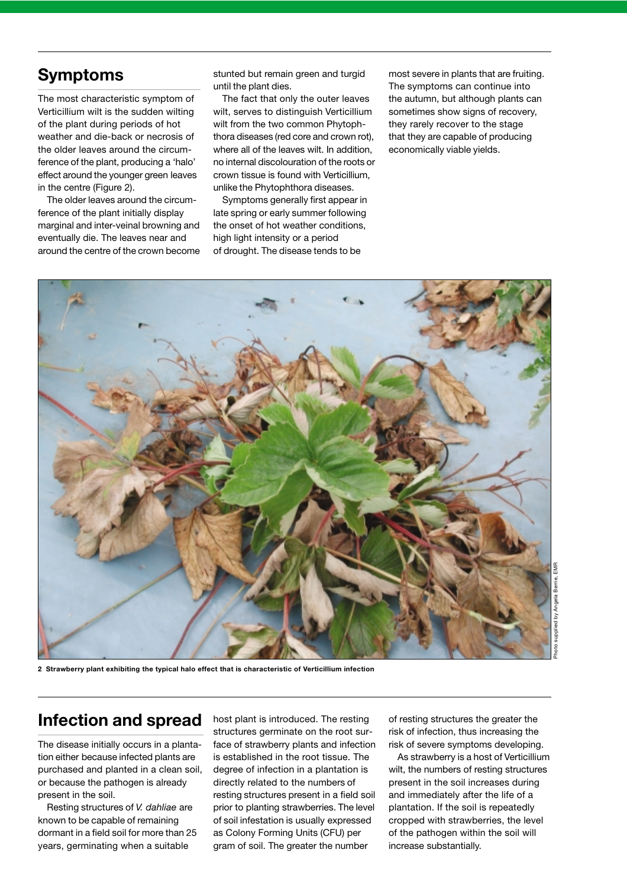## Symptoms

The most characteristic symptom of Verticillium wilt is the sudden wilting of the plant during periods of hot weather and die-back or necrosis of the older leaves around the circumference of the plant, producing a 'halo' effect around the younger green leaves in the centre (Figure 2).

The older leaves around the circumference of the plant initially display marginal and inter-veinal browning and eventually die. The leaves near and around the centre of the crown become stunted but remain green and turgid until the plant dies.

The fact that only the outer leaves wilt, serves to distinguish Verticillium wilt from the two common Phytophthora diseases (red core and crown rot), where all of the leaves wilt. In addition, no internal discolouration of the roots or crown tissue is found with Verticillium, unlike the Phytophthora diseases.

Symptoms generally first appear in late spring or early summer following the onset of hot weather conditions, high light intensity or a period of drought. The disease tends to be most severe in plants that are fruiting. The symptoms can continue into the autumn, but although plants can sometimes show signs of recovery, they rarely recover to the stage that they are capable of producing economically viable yields.

**2 Strawberry plant exhibiting the typical halo effect that is characteristic of Verticillium infection**

Photo supplied by Angela Berrie, EMR

## Infection and spread

The disease initially occurs in a plantation either because infected plants are purchased and planted in a clean soil, or because the pathogen is already present in the soil.

Resting structures of *V. dahliae* are known to be capable of remaining dormant in a field soil for more than 25 years, germinating when a suitable host plant is introduced. The resting structures germinate on the root surface of strawberry plants and infection is established in the root tissue. The degree of infection in a plantation is directly related to the numbers of resting structures present in a field soil prior to planting strawberries. The level of soil infestation is usually expressed as Colony Forming Units (CFU) per gram of soil. The greater the number of resting structures the greater the risk of infection, thus increasing the risk of severe symptoms developing.

As strawberry is a host of Verticillium wilt, the numbers of resting structures present in the soil increases during and immediately after the life of a plantation. If the soil is repeatedly cropped with strawberries, the level of the pathogen within the soil will increase substantially.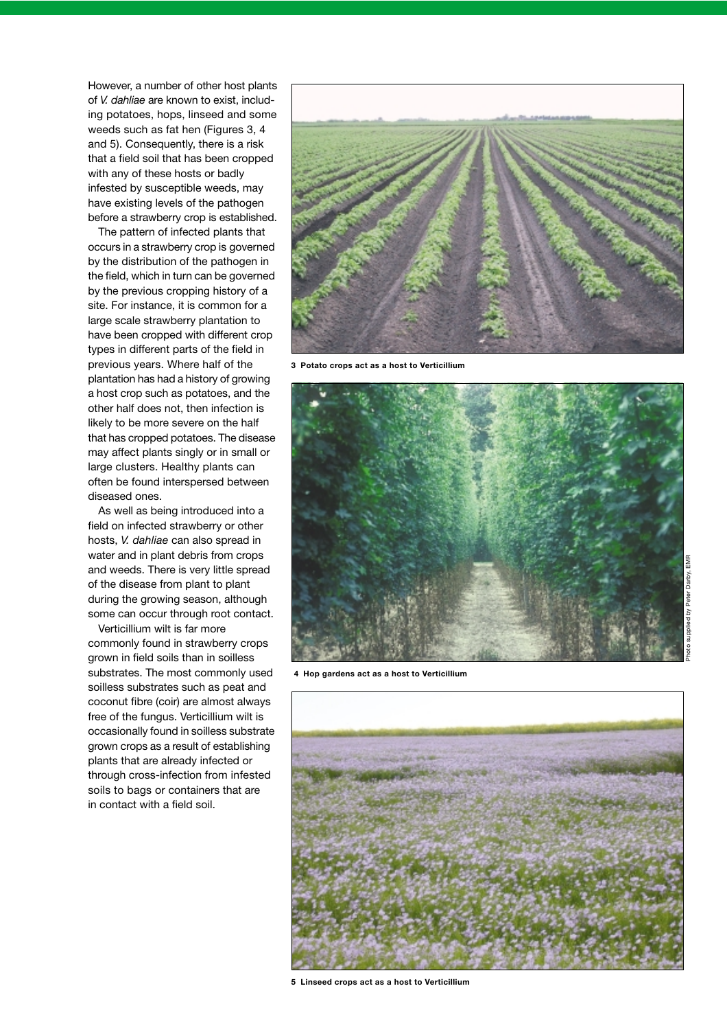However, a number of other host plants of *V. dahliae* are known to exist, including potatoes, hops, linseed and some weeds such as fat hen (Figures 3, 4 and 5). Consequently, there is a risk that a field soil that has been cropped with any of these hosts or badly infested by susceptible weeds, may have existing levels of the pathogen before a strawberry crop is established.

The pattern of infected plants that occurs in a strawberry crop is governed by the distribution of the pathogen in the field, which in turn can be governed by the previous cropping history of a site. For instance, it is common for a large scale strawberry plantation to have been cropped with different crop types in different parts of the field in previous years. Where half of the plantation has had a history of growing a host crop such as potatoes, and the other half does not, then infection is likely to be more severe on the half that has cropped potatoes. The disease may affect plants singly or in small or large clusters. Healthy plants can often be found interspersed between diseased ones.

As well as being introduced into a field on infected strawberry or other hosts, *V. dahliae* can also spread in water and in plant debris from crops and weeds. There is very little spread of the disease from plant to plant during the growing season, although some can occur through root contact.

Verticillium wilt is far more commonly found in strawberry crops grown in field soils than in soilless substrates. The most commonly used soilless substrates such as peat and coconut fibre (coir) are almost always free of the fungus. Verticillium wilt is occasionally found in soilless substrate grown crops as a result of establishing plants that are already infected or through cross-infection from infested soils to bags or containers that are in contact with a field soil.

**3 Potato crops act as a host to Verticillium**

**4 Hop gardens act as a host to Verticillium**

Photo supplied by Peter Darby, EMR

**5 Linseed crops act as a host to Verticillium**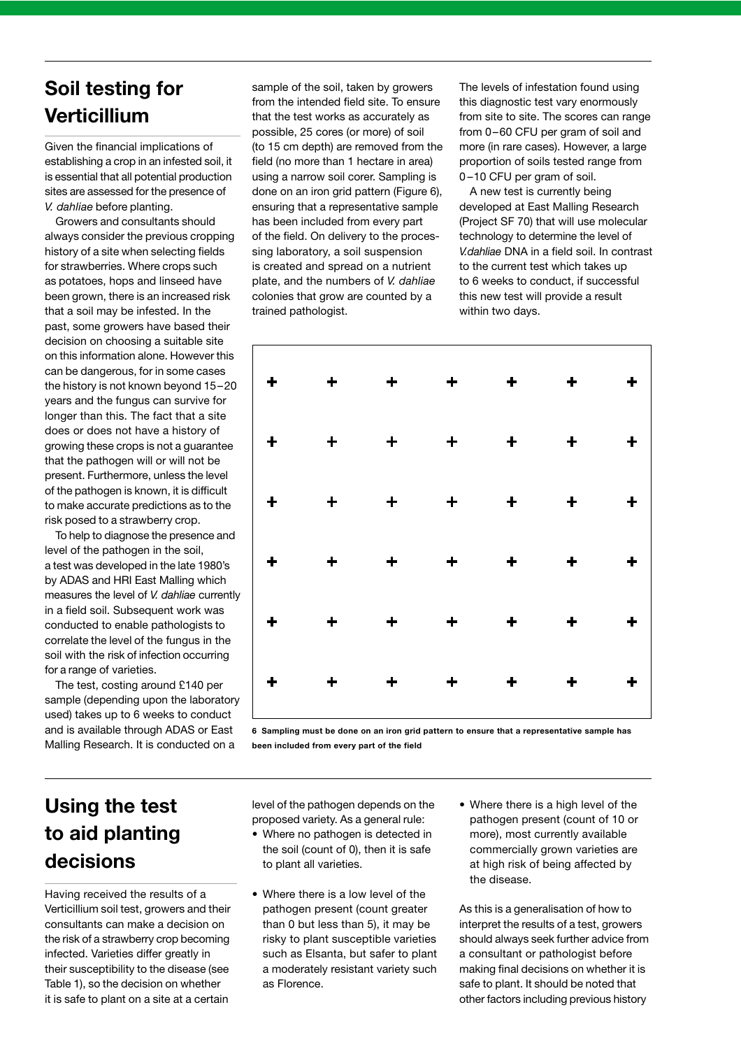## Soil testing for Verticillium

Given the financial implications of establishing a crop in an infested soil, it is essential that all potential production sites are assessed for the presence of *V. dahliae* before planting.

Growers and consultants should always consider the previous cropping history of a site when selecting fields for strawberries. Where crops such as potatoes, hops and linseed have been grown, there is an increased risk that a soil may be infested. In the past, some growers have based their decision on choosing a suitable site on this information alone. However this can be dangerous, for in some cases the history is not known beyond 15–20 years and the fungus can survive for longer than this. The fact that a site does or does not have a history of growing these crops is not a guarantee that the pathogen will or will not be present. Furthermore, unless the level of the pathogen is known, it is difficult to make accurate predictions as to the risk posed to a strawberry crop.

To help to diagnose the presence and level of the pathogen in the soil, a test was developed in the late 1980's by ADAS and HRI East Malling which measures the level of *V. dahliae* currently in a field soil. Subsequent work was conducted to enable pathologists to correlate the level of the fungus in the soil with the risk of infection occurring for a range of varieties.

The test, costing around £140 per sample (depending upon the laboratory used) takes up to 6 weeks to conduct and is available through ADAS or East Malling Research. It is conducted on a sample of the soil, taken by growers from the intended field site. To ensure that the test works as accurately as possible, 25 cores (or more) of soil (to 15 cm depth) are removed from the field (no more than 1 hectare in area) using a narrow soil corer. Sampling is done on an iron grid pattern (Figure 6), ensuring that a representative sample has been included from every part of the field. On delivery to the processing laboratory, a soil suspension is created and spread on a nutrient plate, and the numbers of *V. dahliae* colonies that grow are counted by a trained pathologist.

The levels of infestation found using this diagnostic test vary enormously from site to site. The scores can range from 0–60 CFU per gram of soil and more (in rare cases). However, a large proportion of soils tested range from 0–10 CFU per gram of soil.

A new test is currently being developed at East Malling Research (Project SF 70) that will use molecular technology to determine the level of *V.dahliae* DNA in a field soil. In contrast to the current test which takes up to 6 weeks to conduct, if successful this new test will provide a result within two days.

**6 Sampling must be done on an iron grid pattern to ensure that a representative sample has been included from every part of the field**

## Using the test to aid planting decisions

Having received the results of a Verticillium soil test, growers and their consultants can make a decision on the risk of a strawberry crop becoming infected. Varieties differ greatly in their susceptibility to the disease (see Table 1), so the decision on whether it is safe to plant on a site at a certain level of the pathogen depends on the proposed variety. As a general rule:

- Where no pathogen is detected in the soil (count of 0), then it is safe to plant all varieties.
- Where there is a low level of the pathogen present (count greater than 0 but less than 5), it may be risky to plant susceptible varieties such as Elsanta, but safer to plant a moderately resistant variety such as Florence.
- Where there is a high level of the pathogen present (count of 10 or more), most currently available commercially grown varieties are at high risk of being affected by the disease.

As this is a generalisation of how to interpret the results of a test, growers should always seek further advice from a consultant or pathologist before making final decisions on whether it is safe to plant. It should be noted that other factors including previous history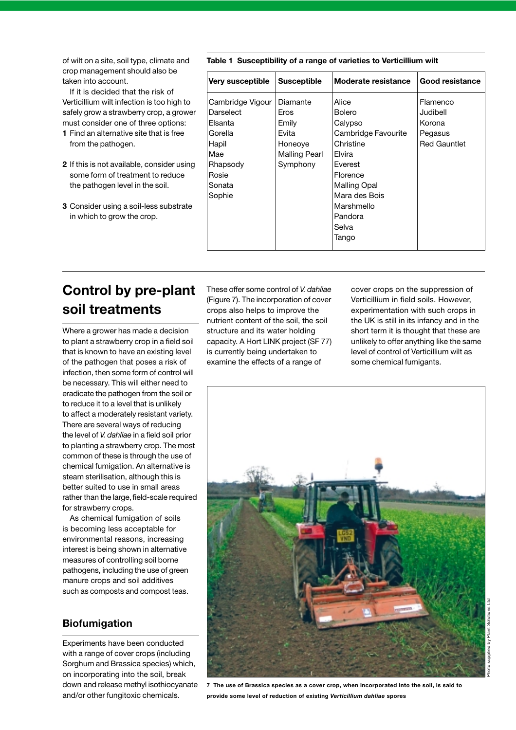of wilt on a site, soil type, climate and crop management should also be taken into account.

If it is decided that the risk of Verticillium wilt infection is too high to safely grow a strawberry crop, a grower must consider one of three options:

1. Find an alternative site that is free from the pathogen.
2. If this is not available, consider using some form of treatment to reduce the pathogen level in the soil.
3. Consider using a soil-less substrate in which to grow the crop.

**Table 1 Susceptibility of a range of varieties to Verticillium wilt**

| Very susceptible | Susceptible | Moderate resistance | Good resistance |
|---|---|---|---|
| Cambridge Vigour | Diamante | Alice | Flamenco |
| Darselect | Eros | Bolero | Judibell |
| Elsanta | Emily | Calypso | Korona |
| Gorella | Evita | Cambridge Favourite | Pegasus |
| Hapil | Honeoye | Christine | Red Gauntlet |
| Mae | Malling Pearl | Elvira | |
| Rhapsody | Symphony | Everest | |
| Rosie | | Florence | |
| Sonata | | Malling Opal | |
| Sophie | | Mara des Bois | |
| | | Marshmello | |
| | | Pandora | |
| | | Selva | |
| | | Tango | |

## Control by pre-plant soil treatments

Where a grower has made a decision to plant a strawberry crop in a field soil that is known to have an existing level of the pathogen that poses a risk of infection, then some form of control will be necessary. This will either need to eradicate the pathogen from the soil or to reduce it to a level that is unlikely to affect a moderately resistant variety. There are several ways of reducing the level of *V. dahliae* in a field soil prior to planting a strawberry crop. The most common of these is through the use of chemical fumigation. An alternative is steam sterilisation, although this is better suited to use in small areas rather than the large, field-scale required for strawberry crops.

As chemical fumigation of soils is becoming less acceptable for environmental reasons, increasing interest is being shown in alternative measures of controlling soil borne pathogens, including the use of green manure crops and soil additives such as composts and compost teas.

### Biofumigation

Experiments have been conducted with a range of cover crops (including Sorghum and Brassica species) which, on incorporating into the soil, break down and release methyl isothiocyanate and/or other fungitoxic chemicals. These offer some control of *V. dahliae* (Figure 7). The incorporation of cover crops also helps to improve the nutrient content of the soil, the soil structure and its water holding capacity. A Hort LINK project (SF 77) is currently being undertaken to examine the effects of a range of cover crops on the suppression of Verticillium in field soils. However, experimentation with such crops in the UK is still in its infancy and in the short term it is thought that these are unlikely to offer anything like the same level of control of Verticillium wilt as some chemical fumigants.

**7 The use of Brassica species as a cover crop, when incorporated into the soil, is said to provide some level of reduction of existing *Verticillium dahliae* spores**

Photo supplied by Plant Solutions Ltd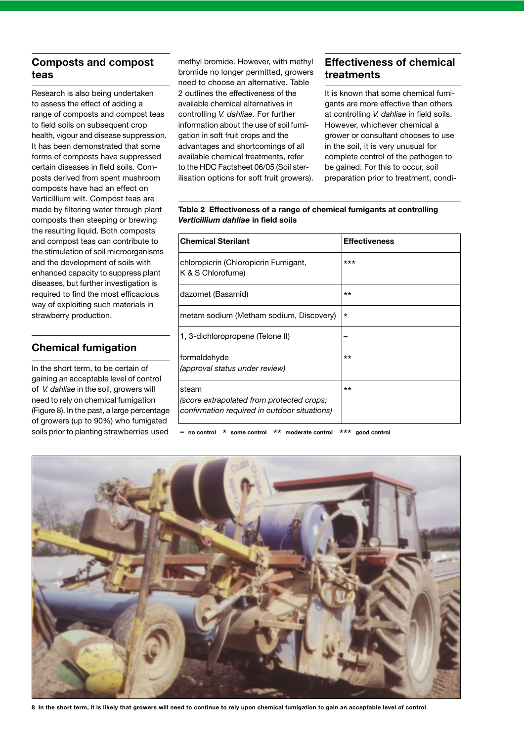## Composts and compost teas

Research is also being undertaken to assess the effect of adding a range of composts and compost teas to field soils on subsequent crop health, vigour and disease suppression. It has been demonstrated that some forms of composts have suppressed certain diseases in field soils. Composts derived from spent mushroom composts have had an effect on Verticillium wilt. Compost teas are made by filtering water through plant composts then steeping or brewing the resulting liquid. Both composts and compost teas can contribute to the stimulation of soil microorganisms and the development of soils with enhanced capacity to suppress plant diseases, but further investigation is required to find the most efficacious way of exploiting such materials in strawberry production.

## Chemical fumigation

In the short term, to be certain of gaining an acceptable level of control of *V. dahliae* in the soil, growers will need to rely on chemical fumigation (Figure 8). In the past, a large percentage of growers (up to 90%) who fumigated soils prior to planting strawberries used methyl bromide. However, with methyl bromide no longer permitted, growers need to choose an alternative. Table 2 outlines the effectiveness of the available chemical alternatives in controlling *V. dahliae*. For further information about the use of soil fumigation in soft fruit crops and the advantages and shortcomings of all available chemical treatments, refer to the HDC Factsheet 06/05 (Soil sterilisation options for soft fruit growers).

## Effectiveness of chemical treatments

It is known that some chemical fumigants are more effective than others at controlling *V. dahliae* in field soils. However, whichever chemical a grower or consultant chooses to use in the soil, it is very unusual for complete control of the pathogen to be gained. For this to occur, soil preparation prior to treatment, condi-

**Table 2 Effectiveness of a range of chemical fumigants at controlling *Verticillium dahliae* in field soils**

| Chemical Sterilant | Effectiveness |
|---|---|
| chloropicrin (Chloropicrin Fumigant, K & S Chlorofume) | *** |
| dazomet (Basamid) | ** |
| metam sodium (Metham sodium, Discovery) | * |
| 1, 3-dichloropropene (Telone II) | – |
| formaldehyde *(approval status under review)* | ** |
| steam *(score extrapolated from protected crops; confirmation required in outdoor situations)* | ** |

– no control * some control ** moderate control *** good control

**8 In the short term, it is likely that growers will need to continue to rely upon chemical fumigation to gain an acceptable level of control**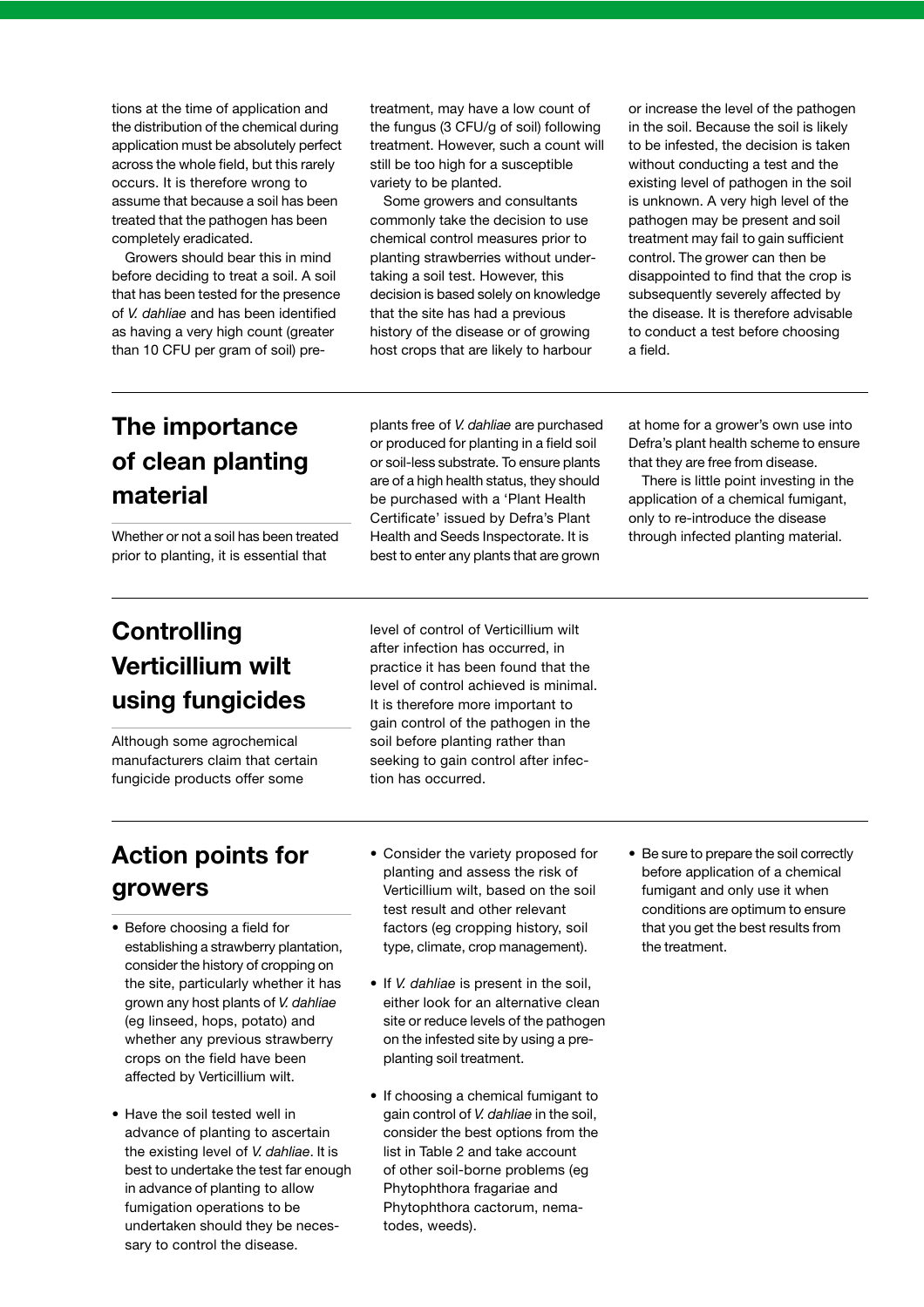tions at the time of application and the distribution of the chemical during application must be absolutely perfect across the whole field, but this rarely occurs. It is therefore wrong to assume that because a soil has been treated that the pathogen has been completely eradicated.

Growers should bear this in mind before deciding to treat a soil. A soil that has been tested for the presence of *V. dahliae* and has been identified as having a very high count (greater than 10 CFU per gram of soil) pre-treatment, may have a low count of the fungus (3 CFU/g of soil) following treatment. However, such a count will still be too high for a susceptible variety to be planted.

Some growers and consultants commonly take the decision to use chemical control measures prior to planting strawberries without undertaking a soil test. However, this decision is based solely on knowledge that the site has had a previous history of the disease or of growing host crops that are likely to harbour or increase the level of the pathogen in the soil. Because the soil is likely to be infested, the decision is taken without conducting a test and the existing level of pathogen in the soil is unknown. A very high level of the pathogen may be present and soil treatment may fail to gain sufficient control. The grower can then be disappointed to find that the crop is subsequently severely affected by the disease. It is therefore advisable to conduct a test before choosing a field.

## The importance of clean planting material

Whether or not a soil has been treated prior to planting, it is essential that plants free of *V. dahliae* are purchased or produced for planting in a field soil or soil-less substrate. To ensure plants are of a high health status, they should be purchased with a 'Plant Health Certificate' issued by Defra's Plant Health and Seeds Inspectorate. It is best to enter any plants that are grown at home for a grower's own use into Defra's plant health scheme to ensure that they are free from disease.

There is little point investing in the application of a chemical fumigant, only to re-introduce the disease through infected planting material.

## Controlling Verticillium wilt using fungicides

Although some agrochemical manufacturers claim that certain fungicide products offer some level of control of Verticillium wilt after infection has occurred, in practice it has been found that the level of control achieved is minimal. It is therefore more important to gain control of the pathogen in the soil before planting rather than seeking to gain control after infection has occurred.

## Action points for growers

- Before choosing a field for establishing a strawberry plantation, consider the history of cropping on the site, particularly whether it has grown any host plants of *V. dahliae* (eg linseed, hops, potato) and whether any previous strawberry crops on the field have been affected by Verticillium wilt.
- Have the soil tested well in advance of planting to ascertain the existing level of *V. dahliae*. It is best to undertake the test far enough in advance of planting to allow fumigation operations to be undertaken should they be necessary to control the disease.
- Consider the variety proposed for planting and assess the risk of Verticillium wilt, based on the soil test result and other relevant factors (eg cropping history, soil type, climate, crop management).
- If *V. dahliae* is present in the soil, either look for an alternative clean site or reduce levels of the pathogen on the infested site by using a pre-planting soil treatment.
- If choosing a chemical fumigant to gain control of *V. dahliae* in the soil, consider the best options from the list in Table 2 and take account of other soil-borne problems (eg Phytophthora fragariae and Phytophthora cactorum, nematodes, weeds).
- Be sure to prepare the soil correctly before application of a chemical fumigant and only use it when conditions are optimum to ensure that you get the best results from the treatment.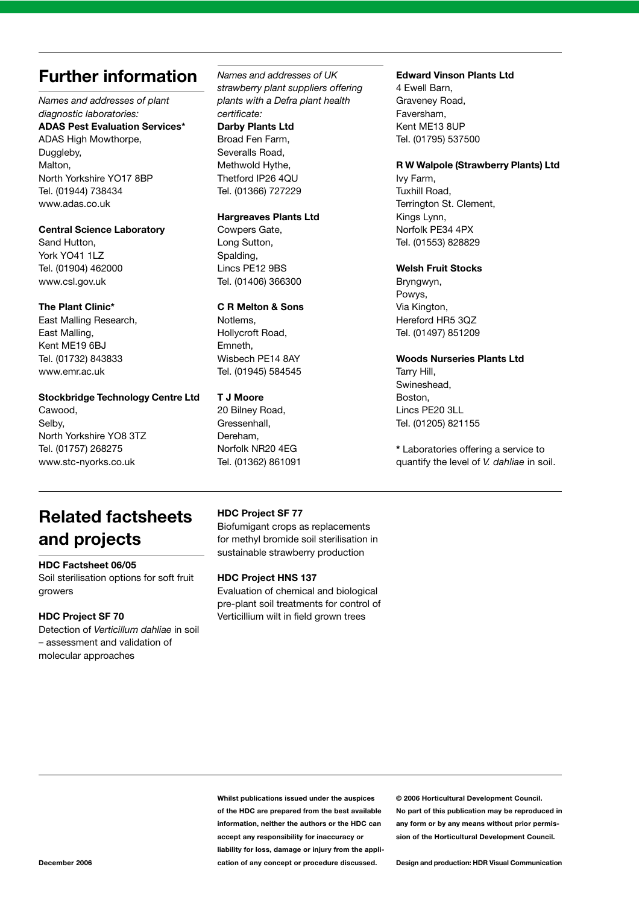## Further information

*Names and addresses of plant diagnostic laboratories:*

**ADAS Pest Evaluation Services***
ADAS High Mowthorpe,
Duggleby,
Malton,
North Yorkshire YO17 8BP
Tel. (01944) 738434
www.adas.co.uk

**Central Science Laboratory**
Sand Hutton,
York YO41 1LZ
Tel. (01904) 462000
www.csl.gov.uk

**The Plant Clinic***
East Malling Research,
East Malling,
Kent ME19 6BJ
Tel. (01732) 843833
www.emr.ac.uk

**Stockbridge Technology Centre Ltd**
Cawood,
Selby,
North Yorkshire YO8 3TZ
Tel. (01757) 268275
www.stc-nyorks.co.uk

*Names and addresses of UK strawberry plant suppliers offering plants with a Defra plant health certificate:*

**Darby Plants Ltd**
Broad Fen Farm,
Severalls Road,
Methwold Hythe,
Thetford IP26 4QU
Tel. (01366) 727229

**Hargreaves Plants Ltd**
Cowpers Gate,
Long Sutton,
Spalding,
Lincs PE12 9BS
Tel. (01406) 366300

**C R Melton & Sons**
Notlems,
Hollycroft Road,
Emneth,
Wisbech PE14 8AY
Tel. (01945) 584545

**T J Moore**
20 Bilney Road,
Gressenhall,
Dereham,
Norfolk NR20 4EG
Tel. (01362) 861091

**Edward Vinson Plants Ltd**
4 Ewell Barn,
Graveney Road,
Faversham,
Kent ME13 8UP
Tel. (01795) 537500

**R W Walpole (Strawberry Plants) Ltd**
Ivy Farm,
Tuxhill Road,
Terrington St. Clement,
Kings Lynn,
Norfolk PE34 4PX
Tel. (01553) 828829

**Welsh Fruit Stocks**
Bryngwyn,
Powys,
Via Kington,
Hereford HR5 3QZ
Tel. (01497) 851209

**Woods Nurseries Plants Ltd**
Tarry Hill,
Swineshead,
Boston,
Lincs PE20 3LL
Tel. (01205) 821155

\* Laboratories offering a service to quantify the level of *V. dahliae* in soil.

## Related factsheets and projects

**HDC Factsheet 06/05**
Soil sterilisation options for soft fruit growers

**HDC Project SF 70**
Detection of *Verticillum dahliae* in soil – assessment and validation of molecular approaches

**HDC Project SF 77**
Biofumigant crops as replacements for methyl bromide soil sterilisation in sustainable strawberry production

**HDC Project HNS 137**
Evaluation of chemical and biological pre-plant soil treatments for control of Verticillium wilt in field grown trees

**December 2006**

**Whilst publications issued under the auspices of the HDC are prepared from the best available information, neither the authors or the HDC can accept any responsibility for inaccuracy or liability for loss, damage or injury from the application of any concept or procedure discussed.**

**© 2006 Horticultural Development Council. No part of this publication may be reproduced in any form or by any means without prior permission of the Horticultural Development Council.**

**Design and production: HDR Visual Communication**